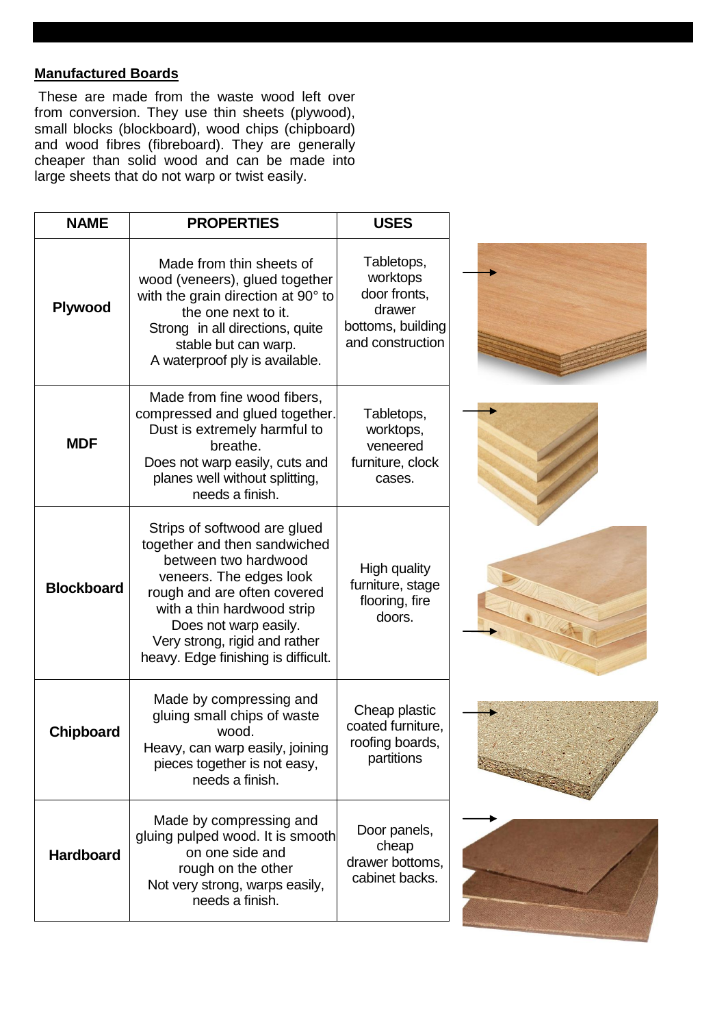## Manufactured Boards

These are made from the waste wood left over from conversion. They use thin sheets (plywood), small blocks (blockboard), wood chips (chipboard) and wood fibres (fibreboard). They are generally cheaper than solid wood and can be made into large sheets that do not warp or twist easily.

| NAME | PROPERTIES | USES |
|---|---|---|
| **Plywood** | Made from thin sheets of wood (veneers), glued together with the grain direction at 90° to the one next to it. Strong in all directions, quite stable but can warp. A waterproof ply is available. | Tabletops, worktops door fronts, drawer bottoms, building and construction |
| **MDF** | Made from fine wood fibers, compressed and glued together. Dust is extremely harmful to breathe. Does not warp easily, cuts and planes well without splitting, needs a finish. | Tabletops, worktops, veneered furniture, clock cases. |
| **Blockboard** | Strips of softwood are glued together and then sandwiched between two hardwood veneers. The edges look rough and are often covered with a thin hardwood strip Does not warp easily. Very strong, rigid and rather heavy. Edge finishing is difficult. | High quality furniture, stage flooring, fire doors. |
| **Chipboard** | Made by compressing and gluing small chips of waste wood. Heavy, can warp easily, joining pieces together is not easy, needs a finish. | Cheap plastic coated furniture, roofing boards, partitions |
| **Hardboard** | Made by compressing and gluing pulped wood. It is smooth on one side and rough on the other Not very strong, warps easily, needs a finish. | Door panels, cheap drawer bottoms, cabinet backs. |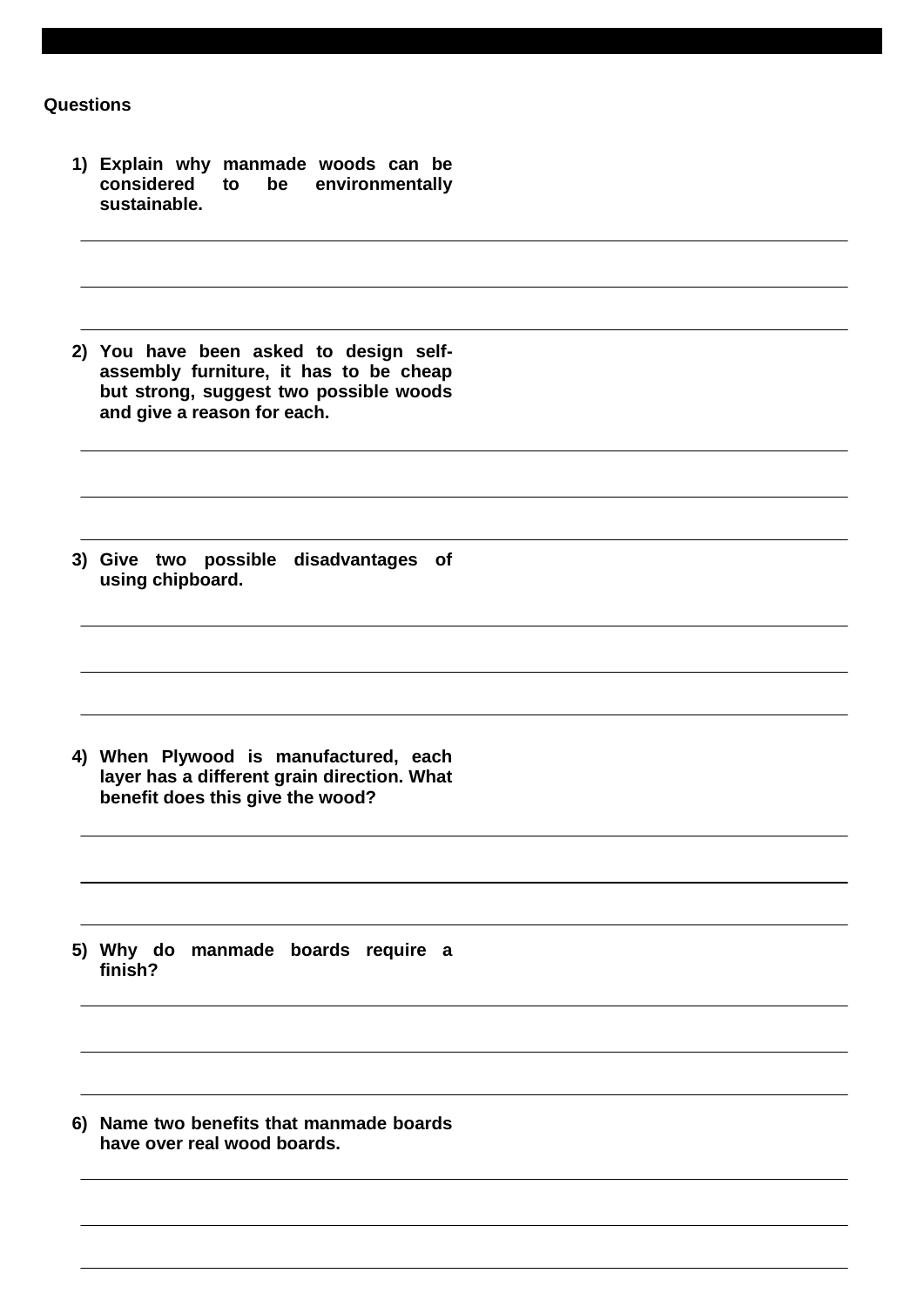**Questions**

1) **Explain why manmade woods can be considered to be environmentally sustainable.**

2) **You have been asked to design self-assembly furniture, it has to be cheap but strong, suggest two possible woods and give a reason for each.**

3) **Give two possible disadvantages of using chipboard.**

4) **When Plywood is manufactured, each layer has a different grain direction. What benefit does this give the wood?**

5) **Why do manmade boards require a finish?**

6) **Name two benefits that manmade boards have over real wood boards.**